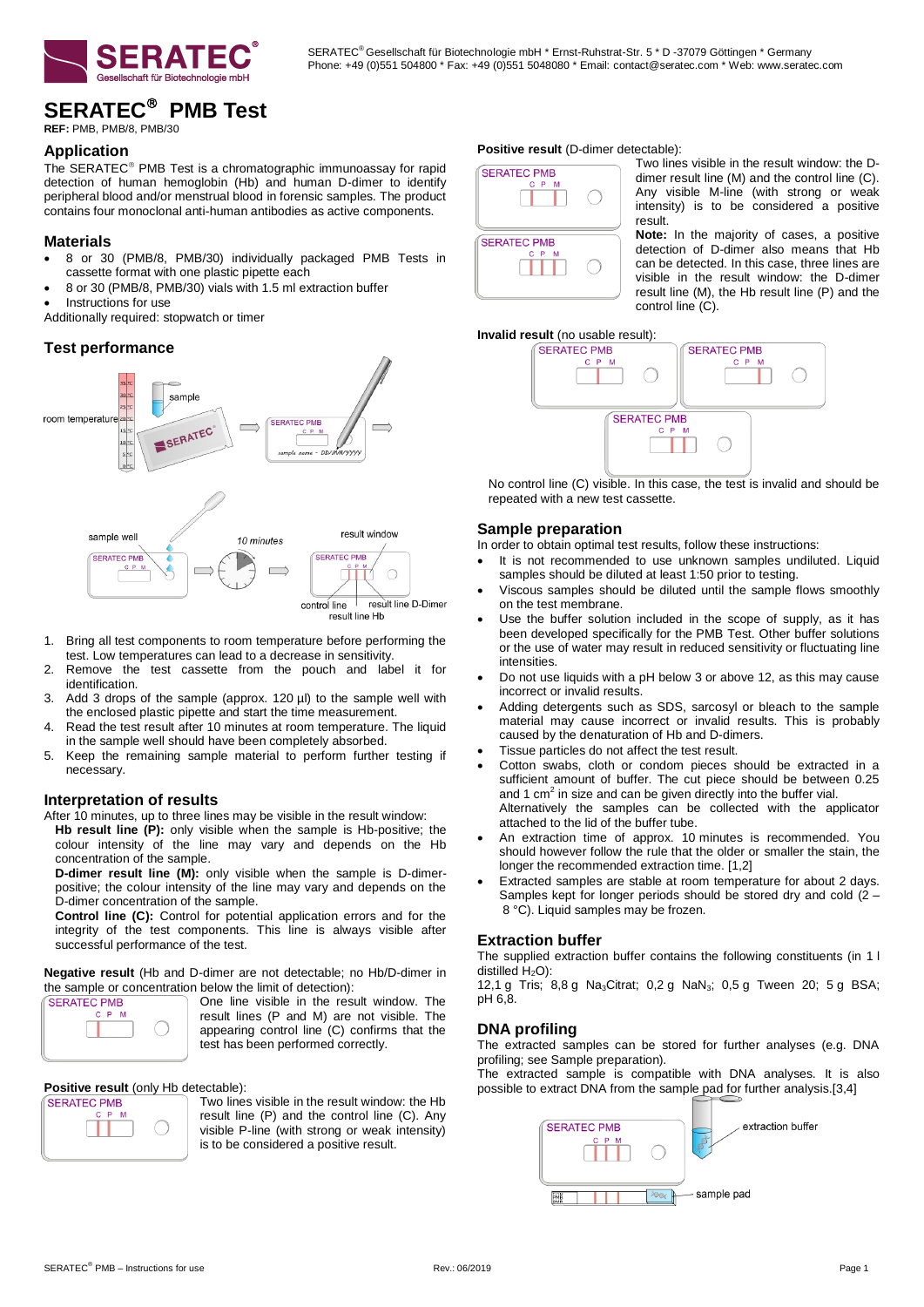SERATEC® Gesellschaft für Biotechnologie mbH * Ernst-Ruhstrat-Str. 5 * D -37079 Göttingen * Germany
Phone: +49 (0)551 504800 * Fax: +49 (0)551 5048080 * Email: contact@seratec.com * Web: www.seratec.com

# SERATEC® PMB Test

**REF:** PMB, PMB/8, PMB/30

## Application

The SERATEC® PMB Test is a chromatographic immunoassay for rapid detection of human hemoglobin (Hb) and human D-dimer to identify peripheral blood and/or menstrual blood in forensic samples. The product contains four monoclonal anti-human antibodies as active components.

## Materials

- 8 or 30 (PMB/8, PMB/30) individually packaged PMB Tests in cassette format with one plastic pipette each
- 8 or 30 (PMB/8, PMB/30) vials with 1.5 ml extraction buffer
- Instructions for use

Additionally required: stopwatch or timer

## Test performance

room temperature — sample — control line — result line Hb — result line D-Dimer — sample well — 10 minutes — result window

1. Bring all test components to room temperature before performing the test. Low temperatures can lead to a decrease in sensitivity.
2. Remove the test cassette from the pouch and label it for identification.
3. Add 3 drops of the sample (approx. 120 µl) to the sample well with the enclosed plastic pipette and start the time measurement.
4. Read the test result after 10 minutes at room temperature. The liquid in the sample well should have been completely absorbed.
5. Keep the remaining sample material to perform further testing if necessary.

## Interpretation of results

After 10 minutes, up to three lines may be visible in the result window:

**Hb result line (P):** only visible when the sample is Hb-positive; the colour intensity of the line may vary and depends on the Hb concentration of the sample.

**D-dimer result line (M):** only visible when the sample is D-dimer-positive; the colour intensity of the line may vary and depends on the D-dimer concentration of the sample.

**Control line (C):** Control for potential application errors and for the integrity of the test components. This line is always visible after successful performance of the test.

**Negative result** (Hb and D-dimer are not detectable; no Hb/D-dimer in the sample or concentration below the limit of detection):

One line visible in the result window. The result lines (P and M) are not visible. The appearing control line (C) confirms that the test has been performed correctly.

**Positive result** (only Hb detectable):

Two lines visible in the result window: the Hb result line (P) and the control line (C). Any visible P-line (with strong or weak intensity) is to be considered a positive result.

**Positive result** (D-dimer detectable):

Two lines visible in the result window: the D-dimer result line (M) and the control line (C). Any visible M-line (with strong or weak intensity) is to be considered a positive result.

**Note:** In the majority of cases, a positive detection of D-dimer also means that Hb can be detected. In this case, three lines are visible in the result window: the D-dimer result line (M), the Hb result line (P) and the control line (C).

**Invalid result** (no usable result):

No control line (C) visible. In this case, the test is invalid and should be repeated with a new test cassette.

## Sample preparation

In order to obtain optimal test results, follow these instructions:

- It is not recommended to use unknown samples undiluted. Liquid samples should be diluted at least 1:50 prior to testing.
- Viscous samples should be diluted until the sample flows smoothly on the test membrane.
- Use the buffer solution included in the scope of supply, as it has been developed specifically for the PMB Test. Other buffer solutions or the use of water may result in reduced sensitivity or fluctuating line intensities.
- Do not use liquids with a pH below 3 or above 12, as this may cause incorrect or invalid results.
- Adding detergents such as SDS, sarcosyl or bleach to the sample material may cause incorrect or invalid results. This is probably caused by the denaturation of Hb and D-dimers.
- Tissue particles do not affect the test result.
- Cotton swabs, cloth or condom pieces should be extracted in a sufficient amount of buffer. The cut piece should be between 0.25 and 1 cm$^2$ in size and can be given directly into the buffer vial. Alternatively the samples can be collected with the applicator attached to the lid of the buffer tube.
- An extraction time of approx. 10 minutes is recommended. You should however follow the rule that the older or smaller the stain, the longer the recommended extraction time. [1,2]
- Extracted samples are stable at room temperature for about 2 days. Samples kept for longer periods should be stored dry and cold (2 – 8 °C). Liquid samples may be frozen.

## Extraction buffer

The supplied extraction buffer contains the following constituents (in 1 l distilled $H_2O$):

12,1 g Tris; 8,8 g $Na_3$Citrat; 0,2 g $NaN_3$; 0,5 g Tween 20; 5 g BSA; pH 6,8.

## DNA profiling

The extracted samples can be stored for further analyses (e.g. DNA profiling; see Sample preparation).

The extracted sample is compatible with DNA analyses. It is also possible to extract DNA from the sample pad for further analysis.[3,4]

extraction buffer — sample pad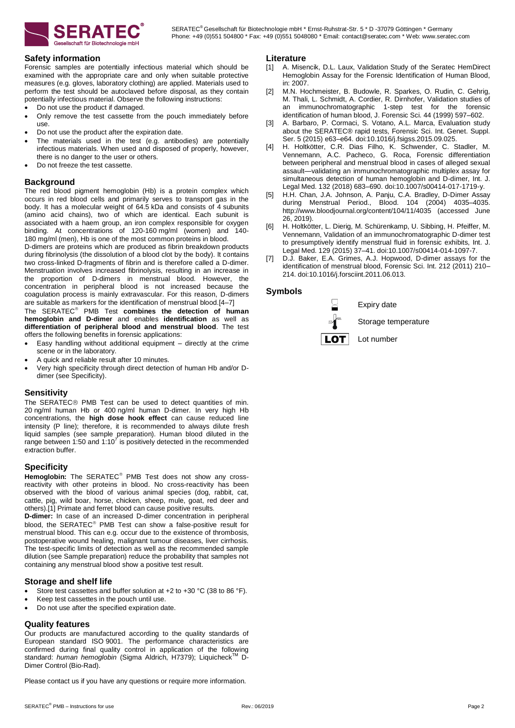## Safety information

Forensic samples are potentially infectious material which should be examined with the appropriate care and only when suitable protective measures (e.g. gloves, laboratory clothing) are applied. Materials used to perform the test should be autoclaved before disposal, as they contain potentially infectious material. Observe the following instructions:

- Do not use the product if damaged.
- Only remove the test cassette from the pouch immediately before use.
- Do not use the product after the expiration date.
- The materials used in the test (e.g. antibodies) are potentially infectious materials. When used and disposed of properly, however, there is no danger to the user or others.
- Do not freeze the test cassette.

## Background

The red blood pigment hemoglobin (Hb) is a protein complex which occurs in red blood cells and primarily serves to transport gas in the body. It has a molecular weight of 64.5 kDa and consists of 4 subunits (amino acid chains), two of which are identical. Each subunit is associated with a haem group, an iron complex responsible for oxygen binding. At concentrations of 120-160 mg/ml (women) and 140-180 mg/ml (men), Hb is one of the most common proteins in blood.

D-dimers are proteins which are produced as fibrin breakdown products during fibrinolysis (the dissolution of a blood clot by the body). It contains two cross-linked D-fragments of fibrin and is therefore called a D-dimer. Menstruation involves increased fibrinolysis, resulting in an increase in the proportion of D-dimers in menstrual blood. However, the concentration in peripheral blood is not increased because the coagulation process is mainly extravascular. For this reason, D-dimers are suitable as markers for the identification of menstrual blood.[4–7]

The SERATEC® PMB Test **combines the detection of human hemoglobin and D-dimer** and enables **identification** as well as **differentiation of peripheral blood and menstrual blood**. The test offers the following benefits in forensic applications:

- Easy handling without additional equipment – directly at the crime scene or in the laboratory.
- A quick and reliable result after 10 minutes.
- Very high specificity through direct detection of human Hb and/or D-dimer (see Specificity).

## Sensitivity

The SERATEC® PMB Test can be used to detect quantities of min. 20 ng/ml human Hb or 400 ng/ml human D-dimer. In very high Hb concentrations, the **high dose hook effect** can cause reduced line intensity (P line); therefore, it is recommended to always dilute fresh liquid samples (see sample preparation). Human blood diluted in the range between 1:50 and $1:10^7$ is positively detected in the recommended extraction buffer.

## Specificity

**Hemoglobin:** The SERATEC® PMB Test does not show any cross-reactivity with other proteins in blood. No cross-reactivity has been observed with the blood of various animal species (dog, rabbit, cat, cattle, pig, wild boar, horse, chicken, sheep, mule, goat, red deer and others).[1] Primate and ferret blood can cause positive results.

**D-dimer:** In case of an increased D-dimer concentration in peripheral blood, the SERATEC® PMB Test can show a false-positive result for menstrual blood. This can e.g. occur due to the existence of thrombosis, postoperative wound healing, malignant tumour diseases, liver cirrhosis. The test-specific limits of detection as well as the recommended sample dilution (see Sample preparation) reduce the probability that samples not containing any menstrual blood show a positive test result.

## Storage and shelf life

- Store test cassettes and buffer solution at +2 to +30 °C (38 to 86 °F).
- Keep test cassettes in the pouch until use.
- Do not use after the specified expiration date.

## Quality features

Our products are manufactured according to the quality standards of European standard ISO 9001. The performance characteristics are confirmed during final quality control in application of the following standard: *human hemoglobin* (Sigma Aldrich, H7379); Liquicheck™ D-Dimer Control (Bio-Rad).

Please contact us if you have any questions or require more information.

## Literature

[1] A. Misencik, D.L. Laux, Validation Study of the Seratec HemDirect Hemoglobin Assay for the Forensic Identification of Human Blood, in: 2007.

[2] M.N. Hochmeister, B. Budowle, R. Sparkes, O. Rudin, C. Gehrig, M. Thali, L. Schmidt, A. Cordier, R. Dirnhofer, Validation studies of an immunochromatographic 1-step test for the forensic identification of human blood, J. Forensic Sci. 44 (1999) 597–602.

[3] A. Barbaro, P. Cormaci, S. Votano, A.L. Marca, Evaluation study about the SERATEC® rapid tests, Forensic Sci. Int. Genet. Suppl. Ser. 5 (2015) e63–e64. doi:10.1016/j.fsigss.2015.09.025.

[4] H. Holtkötter, C.R. Dias Filho, K. Schwender, C. Stadler, M. Vennemann, A.C. Pacheco, G. Roca, Forensic differentiation between peripheral and menstrual blood in cases of alleged sexual assault—validating an immunochromatographic multiplex assay for simultaneous detection of human hemoglobin and D-dimer, Int. J. Legal Med. 132 (2018) 683–690. doi:10.1007/s00414-017-1719-y.

[5] H.H. Chan, J.A. Johnson, A. Panju, C.A. Bradley, D-Dimer Assay during Menstrual Period., Blood. 104 (2004) 4035–4035. http://www.bloodjournal.org/content/104/11/4035 (accessed June 26, 2019).

[6] H. Holtkötter, L. Dierig, M. Schürenkamp, U. Sibbing, H. Pfeiffer, M. Vennemann, Validation of an immunochromatographic D-dimer test to presumptively identify menstrual fluid in forensic exhibits, Int. J. Legal Med. 129 (2015) 37–41. doi:10.1007/s00414-014-1097-7.

[7] D.J. Baker, E.A. Grimes, A.J. Hopwood, D-dimer assays for the identification of menstrual blood, Forensic Sci. Int. 212 (2011) 210–214. doi:10.1016/j.forsciint.2011.06.013.

## Symbols

Expiry date

Storage temperature

LOT Lot number